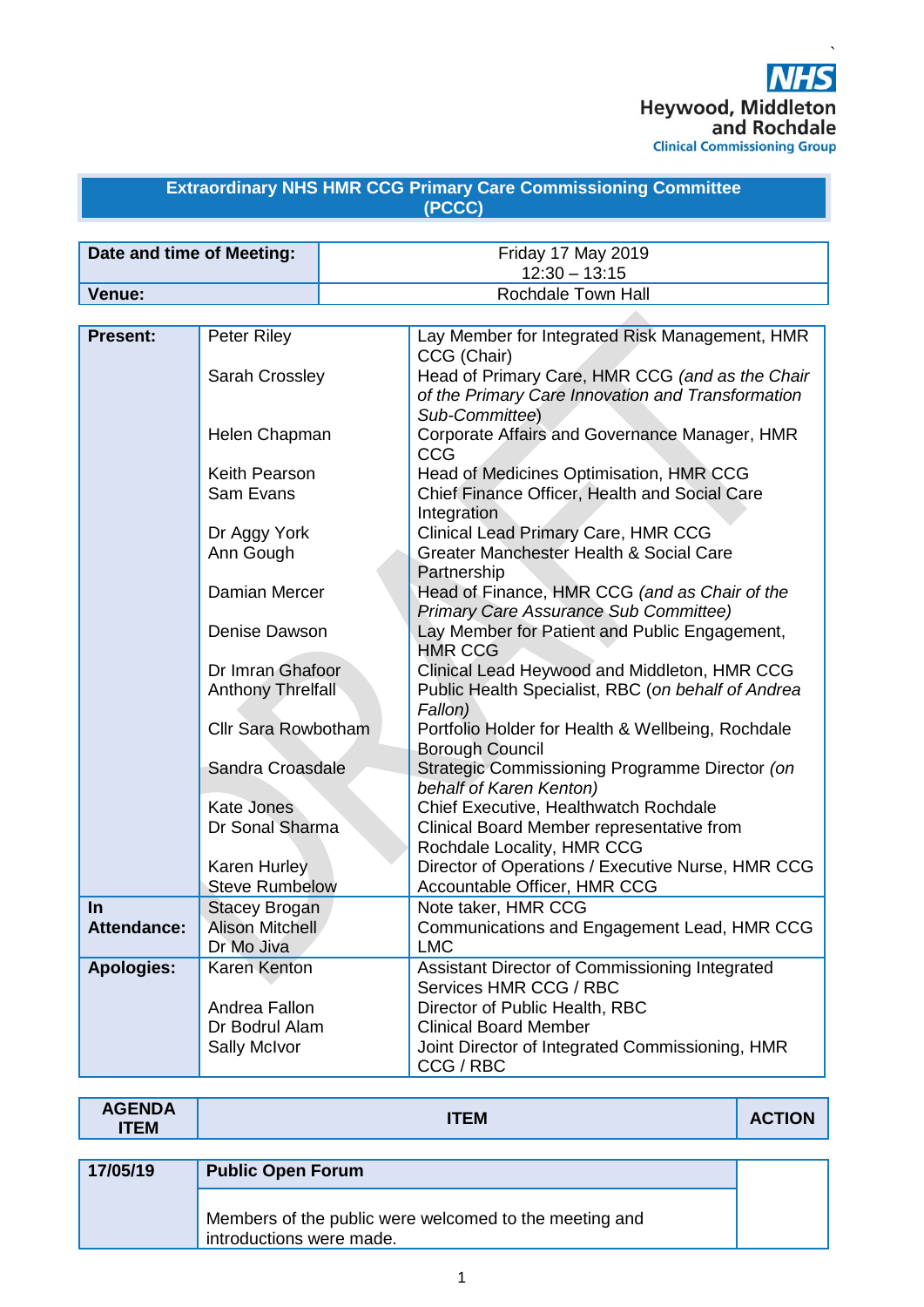Heywood, Middleton and Rochdale
Clinical Commissioning Group

## Extraordinary NHS HMR CCG Primary Care Commissioning Committee (PCCC)

| | |
|---|---|
| **Date and time of Meeting:** | Friday 17 May 2019<br>12:30 – 13:15 |
| **Venue:** | Rochdale Town Hall |

| | | |
|---|---|---|
| **Present:** | Peter Riley | Lay Member for Integrated Risk Management, HMR CCG (Chair) |
| | Sarah Crossley | Head of Primary Care, HMR CCG *(and as the Chair of the Primary Care Innovation and Transformation Sub-Committee*) |
| | Helen Chapman | Corporate Affairs and Governance Manager, HMR CCG |
| | Keith Pearson | Head of Medicines Optimisation, HMR CCG |
| | Sam Evans | Chief Finance Officer, Health and Social Care Integration |
| | Dr Aggy York | Clinical Lead Primary Care, HMR CCG |
| | Ann Gough | Greater Manchester Health & Social Care Partnership |
| | Damian Mercer | Head of Finance, HMR CCG *(and as Chair of the Primary Care Assurance Sub Committee)* |
| | Denise Dawson | Lay Member for Patient and Public Engagement, HMR CCG |
| | Dr Imran Ghafoor | Clinical Lead Heywood and Middleton, HMR CCG |
| | Anthony Threlfall | Public Health Specialist, RBC (*on behalf of Andrea Fallon)* |
| | Cllr Sara Rowbotham | Portfolio Holder for Health & Wellbeing, Rochdale Borough Council |
| | Sandra Croasdale | Strategic Commissioning Programme Director *(on behalf of Karen Kenton)* |
| | Kate Jones | Chief Executive, Healthwatch Rochdale |
| | Dr Sonal Sharma | Clinical Board Member representative from Rochdale Locality, HMR CCG |
| | Karen Hurley | Director of Operations / Executive Nurse, HMR CCG |
| | Steve Rumbelow | Accountable Officer, HMR CCG |
| **In Attendance:** | Stacey Brogan | Note taker, HMR CCG |
| | Alison Mitchell | Communications and Engagement Lead, HMR CCG |
| | Dr Mo Jiva | LMC |
| **Apologies:** | Karen Kenton | Assistant Director of Commissioning Integrated Services HMR CCG / RBC |
| | Andrea Fallon | Director of Public Health, RBC |
| | Dr Bodrul Alam | Clinical Board Member |
| | Sally McIvor | Joint Director of Integrated Commissioning, HMR CCG / RBC |

| AGENDA ITEM | ITEM | ACTION |
|---|---|---|
| 17/05/19 | **Public Open Forum**<br><br>Members of the public were welcomed to the meeting and introductions were made. | |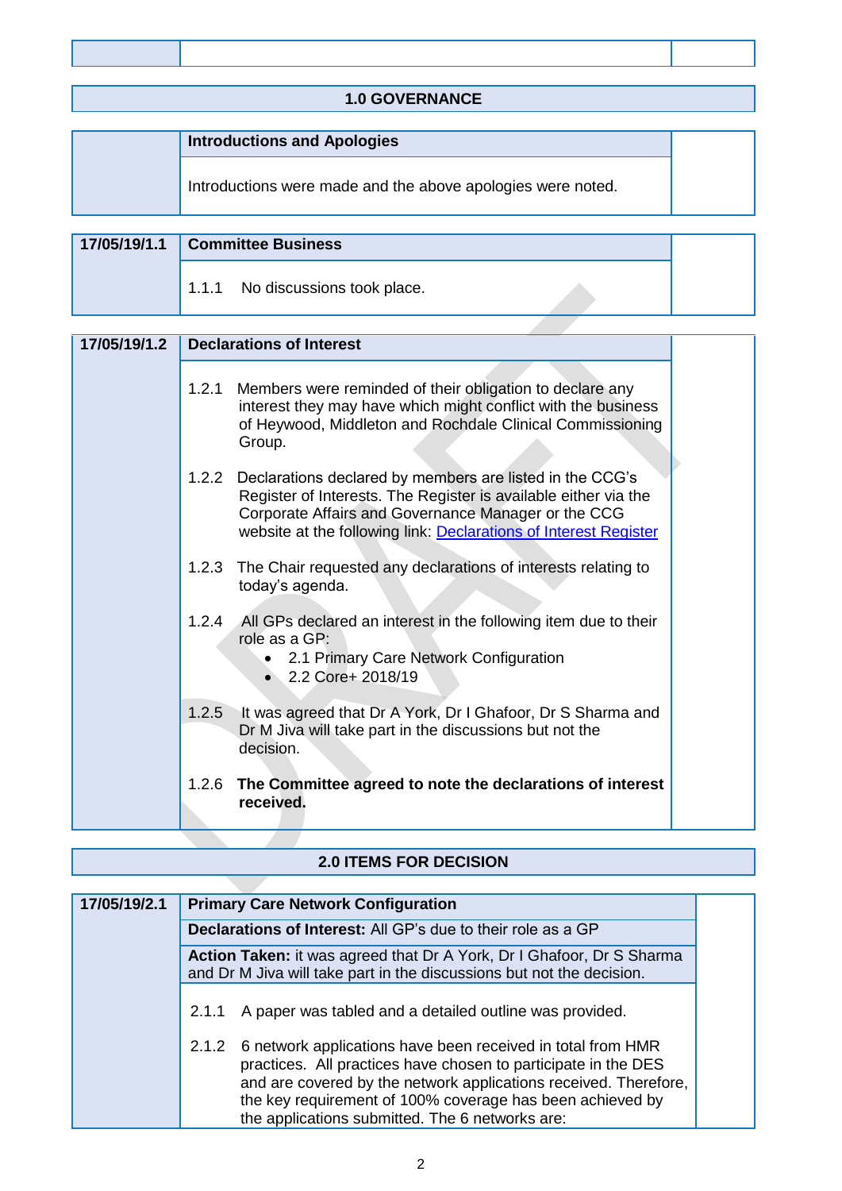## 1.0 GOVERNANCE

| | Introductions and Apologies | |
|---|---|---|
| | Introductions were made and the above apologies were noted. | |

| 17/05/19/1.1 | **Committee Business** | |
|---|---|---|
| | 1.1.1 No discussions took place. | |

| 17/05/19/1.2 | **Declarations of Interest** | |
|---|---|---|
| | 1.2.1 Members were reminded of their obligation to declare any interest they may have which might conflict with the business of Heywood, Middleton and Rochdale Clinical Commissioning Group. | |
| | 1.2.2 Declarations declared by members are listed in the CCG's Register of Interests. The Register is available either via the Corporate Affairs and Governance Manager or the CCG website at the following link: [Declarations of Interest Register]() | |
| | 1.2.3 The Chair requested any declarations of interests relating to today's agenda. | |
| | 1.2.4 All GPs declared an interest in the following item due to their role as a GP: <br>• 2.1 Primary Care Network Configuration <br>• 2.2 Core+ 2018/19 | |
| | 1.2.5 It was agreed that Dr A York, Dr I Ghafoor, Dr S Sharma and Dr M Jiva will take part in the discussions but not the decision. | |
| | 1.2.6 **The Committee agreed to note the declarations of interest received.** | |

## 2.0 ITEMS FOR DECISION

| 17/05/19/2.1 | **Primary Care Network Configuration** | |
|---|---|---|
| | **Declarations of Interest:** All GP's due to their role as a GP | |
| | **Action Taken:** it was agreed that Dr A York, Dr I Ghafoor, Dr S Sharma and Dr M Jiva will take part in the discussions but not the decision. | |
| | 2.1.1 A paper was tabled and a detailed outline was provided. | |
| | 2.1.2 6 network applications have been received in total from HMR practices. All practices have chosen to participate in the DES and are covered by the network applications received. Therefore, the key requirement of 100% coverage has been achieved by the applications submitted. The 6 networks are: | |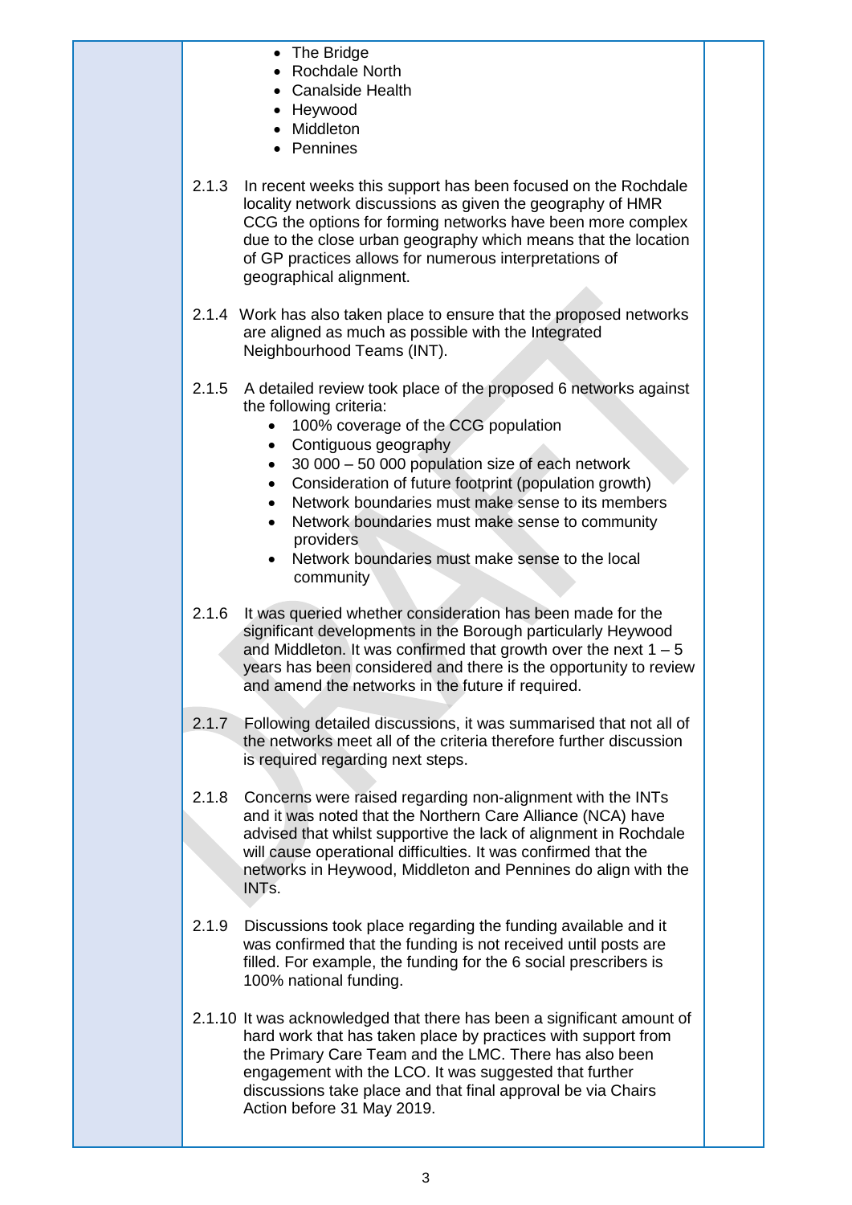- The Bridge
- Rochdale North
- Canalside Health
- Heywood
- Middleton
- Pennines

2.1.3 In recent weeks this support has been focused on the Rochdale locality network discussions as given the geography of HMR CCG the options for forming networks have been more complex due to the close urban geography which means that the location of GP practices allows for numerous interpretations of geographical alignment.

2.1.4 Work has also taken place to ensure that the proposed networks are aligned as much as possible with the Integrated Neighbourhood Teams (INT).

2.1.5 A detailed review took place of the proposed 6 networks against the following criteria:

- 100% coverage of the CCG population
- Contiguous geography
- 30 000 – 50 000 population size of each network
- Consideration of future footprint (population growth)
- Network boundaries must make sense to its members
- Network boundaries must make sense to community providers
- Network boundaries must make sense to the local community

2.1.6 It was queried whether consideration has been made for the significant developments in the Borough particularly Heywood and Middleton. It was confirmed that growth over the next 1 – 5 years has been considered and there is the opportunity to review and amend the networks in the future if required.

2.1.7 Following detailed discussions, it was summarised that not all of the networks meet all of the criteria therefore further discussion is required regarding next steps.

2.1.8 Concerns were raised regarding non-alignment with the INTs and it was noted that the Northern Care Alliance (NCA) have advised that whilst supportive the lack of alignment in Rochdale will cause operational difficulties. It was confirmed that the networks in Heywood, Middleton and Pennines do align with the INTs.

2.1.9 Discussions took place regarding the funding available and it was confirmed that the funding is not received until posts are filled. For example, the funding for the 6 social prescribers is 100% national funding.

2.1.10 It was acknowledged that there has been a significant amount of hard work that has taken place by practices with support from the Primary Care Team and the LMC. There has also been engagement with the LCO. It was suggested that further discussions take place and that final approval be via Chairs Action before 31 May 2019.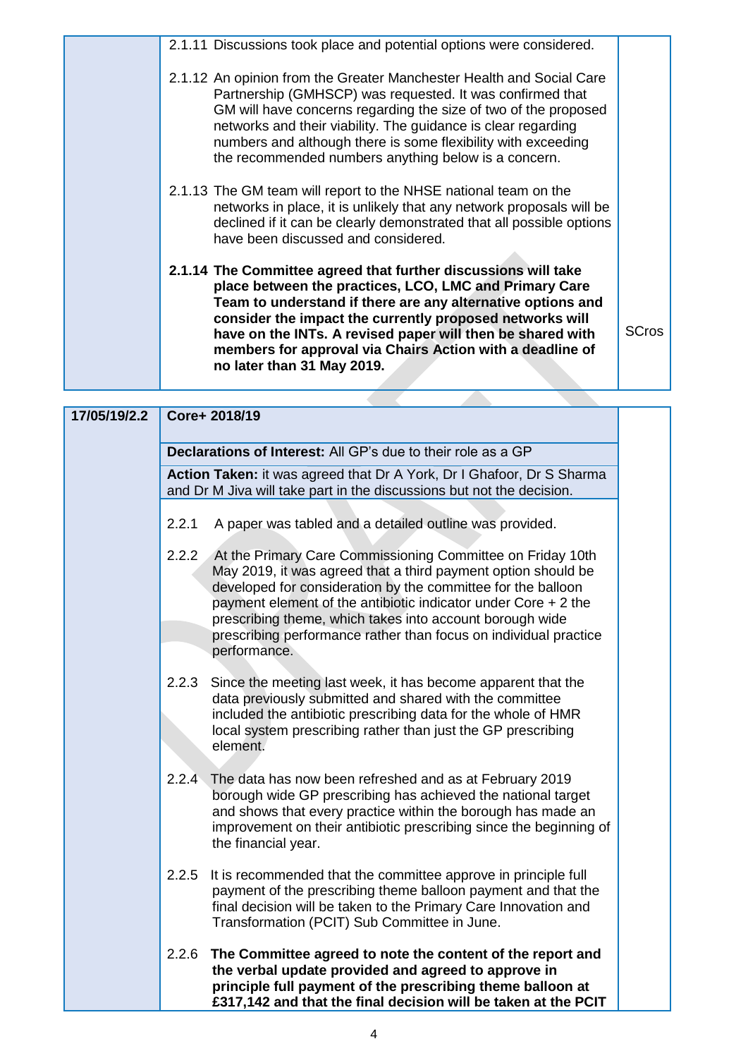| | | |
|---|---|---|
| | 2.1.11 Discussions took place and potential options were considered.<br><br>2.1.12 An opinion from the Greater Manchester Health and Social Care Partnership (GMHSCP) was requested. It was confirmed that GM will have concerns regarding the size of two of the proposed networks and their viability. The guidance is clear regarding numbers and although there is some flexibility with exceeding the recommended numbers anything below is a concern.<br><br>2.1.13 The GM team will report to the NHSE national team on the networks in place, it is unlikely that any network proposals will be declined if it can be clearly demonstrated that all possible options have been discussed and considered.<br><br>**2.1.14 The Committee agreed that further discussions will take place between the practices, LCO, LMC and Primary Care Team to understand if there are any alternative options and consider the impact the currently proposed networks will have on the INTs. A revised paper will then be shared with members for approval via Chairs Action with a deadline of no later than 31 May 2019.** | SCros |

| | | |
|---|---|---|
| **17/05/19/2.2** | **Core+ 2018/19** | |
| | **Declarations of Interest:** All GP's due to their role as a GP | |
| | **Action Taken:** it was agreed that Dr A York, Dr I Ghafoor, Dr S Sharma and Dr M Jiva will take part in the discussions but not the decision. | |
| | 2.2.1 A paper was tabled and a detailed outline was provided.<br><br>2.2.2 At the Primary Care Commissioning Committee on Friday 10th May 2019, it was agreed that a third payment option should be developed for consideration by the committee for the balloon payment element of the antibiotic indicator under Core + 2 the prescribing theme, which takes into account borough wide prescribing performance rather than focus on individual practice performance.<br><br>2.2.3 Since the meeting last week, it has become apparent that the data previously submitted and shared with the committee included the antibiotic prescribing data for the whole of HMR local system prescribing rather than just the GP prescribing element.<br><br>2.2.4 The data has now been refreshed and as at February 2019 borough wide GP prescribing has achieved the national target and shows that every practice within the borough has made an improvement on their antibiotic prescribing since the beginning of the financial year.<br><br>2.2.5 It is recommended that the committee approve in principle full payment of the prescribing theme balloon payment and that the final decision will be taken to the Primary Care Innovation and Transformation (PCIT) Sub Committee in June.<br><br>2.2.6 **The Committee agreed to note the content of the report and the verbal update provided and agreed to approve in principle full payment of the prescribing theme balloon at £317,142 and that the final decision will be taken at the PCIT** | |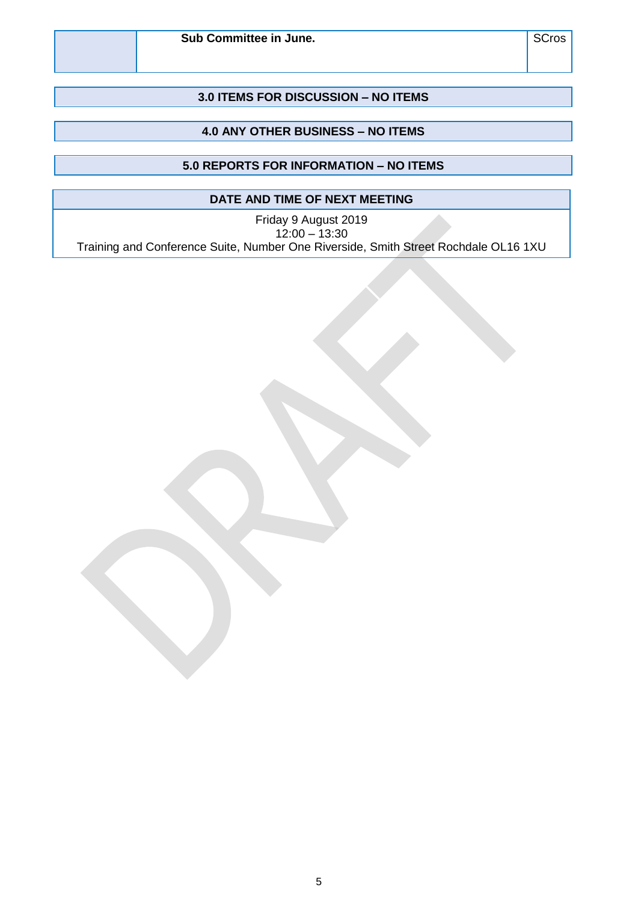| | | |
|---|---|---|
| | **Sub Committee in June.** | SCros |

**3.0 ITEMS FOR DISCUSSION – NO ITEMS**

**4.0 ANY OTHER BUSINESS – NO ITEMS**

**5.0 REPORTS FOR INFORMATION – NO ITEMS**

**DATE AND TIME OF NEXT MEETING**

Friday 9 August 2019
12:00 – 13:30
Training and Conference Suite, Number One Riverside, Smith Street Rochdale OL16 1XU

DRAFT